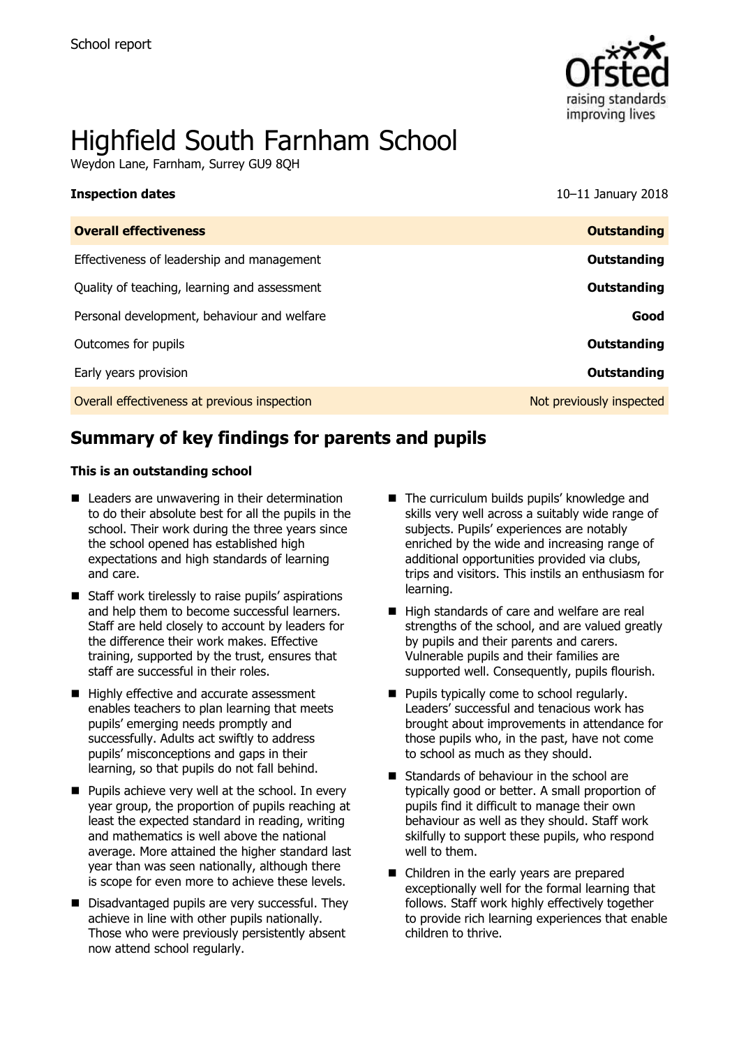School report

# Highfield South Farnham School

Weydon Lane, Farnham, Surrey GU9 8QH

| **Inspection dates** | 10–11 January 2018 |
| --- | --- |
| **Overall effectiveness** | **Outstanding** |
| Effectiveness of leadership and management | **Outstanding** |
| Quality of teaching, learning and assessment | **Outstanding** |
| Personal development, behaviour and welfare | **Good** |
| Outcomes for pupils | **Outstanding** |
| Early years provision | **Outstanding** |
| Overall effectiveness at previous inspection | Not previously inspected |

## Summary of key findings for parents and pupils

**This is an outstanding school**

- Leaders are unwavering in their determination to do their absolute best for all the pupils in the school. Their work during the three years since the school opened has established high expectations and high standards of learning and care.
- Staff work tirelessly to raise pupils' aspirations and help them to become successful learners. Staff are held closely to account by leaders for the difference their work makes. Effective training, supported by the trust, ensures that staff are successful in their roles.
- Highly effective and accurate assessment enables teachers to plan learning that meets pupils' emerging needs promptly and successfully. Adults act swiftly to address pupils' misconceptions and gaps in their learning, so that pupils do not fall behind.
- Pupils achieve very well at the school. In every year group, the proportion of pupils reaching at least the expected standard in reading, writing and mathematics is well above the national average. More attained the higher standard last year than was seen nationally, although there is scope for even more to achieve these levels.
- Disadvantaged pupils are very successful. They achieve in line with other pupils nationally. Those who were previously persistently absent now attend school regularly.
- The curriculum builds pupils' knowledge and skills very well across a suitably wide range of subjects. Pupils' experiences are notably enriched by the wide and increasing range of additional opportunities provided via clubs, trips and visitors. This instils an enthusiasm for learning.
- High standards of care and welfare are real strengths of the school, and are valued greatly by pupils and their parents and carers. Vulnerable pupils and their families are supported well. Consequently, pupils flourish.
- Pupils typically come to school regularly. Leaders' successful and tenacious work has brought about improvements in attendance for those pupils who, in the past, have not come to school as much as they should.
- Standards of behaviour in the school are typically good or better. A small proportion of pupils find it difficult to manage their own behaviour as well as they should. Staff work skilfully to support these pupils, who respond well to them.
- Children in the early years are prepared exceptionally well for the formal learning that follows. Staff work highly effectively together to provide rich learning experiences that enable children to thrive.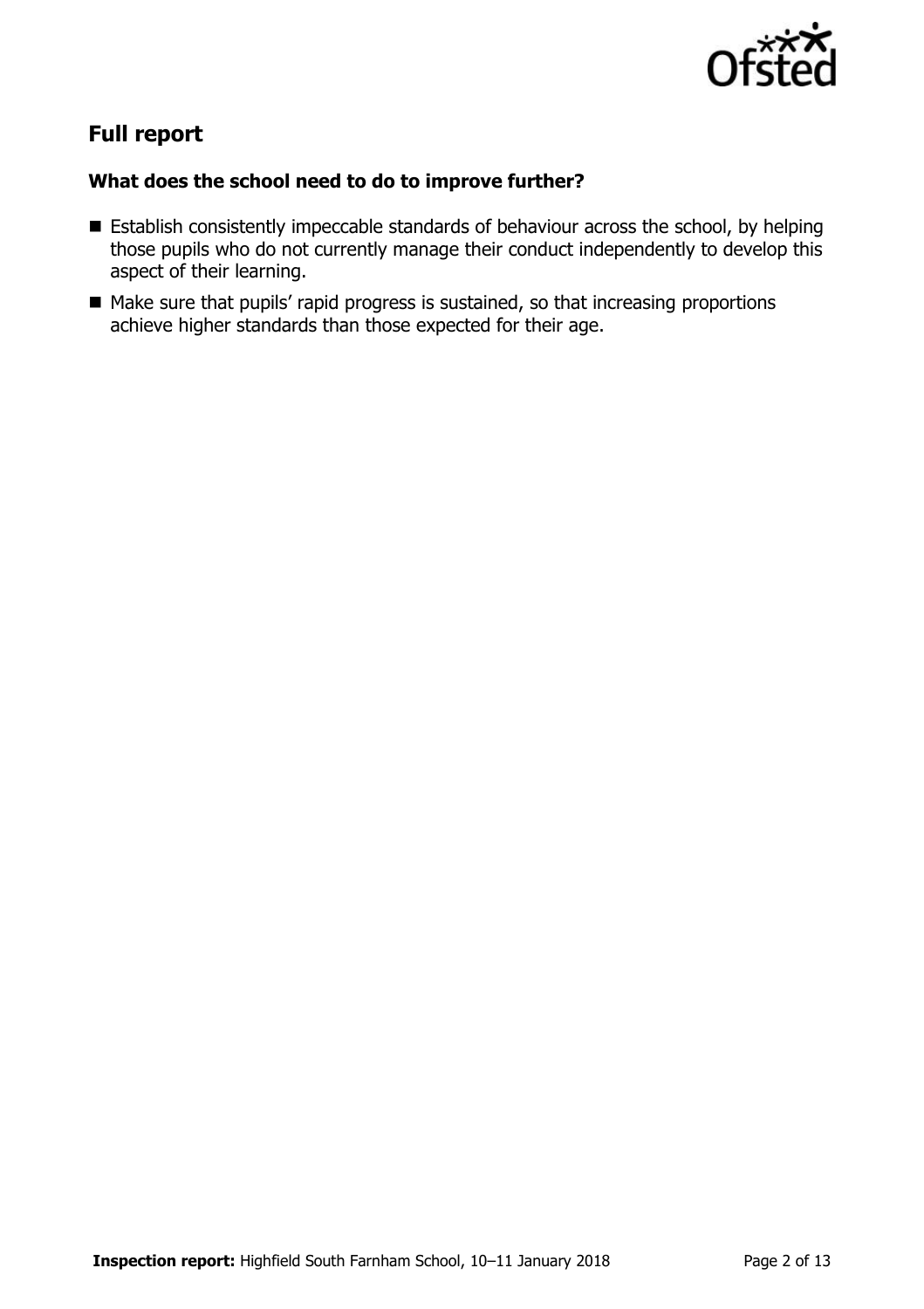## Full report

### What does the school need to do to improve further?

- Establish consistently impeccable standards of behaviour across the school, by helping those pupils who do not currently manage their conduct independently to develop this aspect of their learning.
- Make sure that pupils' rapid progress is sustained, so that increasing proportions achieve higher standards than those expected for their age.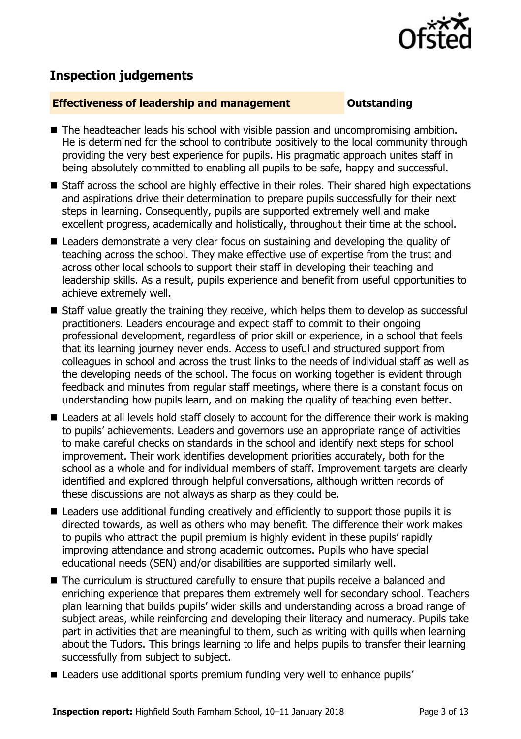## Inspection judgements

**Effectiveness of leadership and management** **Outstanding**

- The headteacher leads his school with visible passion and uncompromising ambition. He is determined for the school to contribute positively to the local community through providing the very best experience for pupils. His pragmatic approach unites staff in being absolutely committed to enabling all pupils to be safe, happy and successful.
- Staff across the school are highly effective in their roles. Their shared high expectations and aspirations drive their determination to prepare pupils successfully for their next steps in learning. Consequently, pupils are supported extremely well and make excellent progress, academically and holistically, throughout their time at the school.
- Leaders demonstrate a very clear focus on sustaining and developing the quality of teaching across the school. They make effective use of expertise from the trust and across other local schools to support their staff in developing their teaching and leadership skills. As a result, pupils experience and benefit from useful opportunities to achieve extremely well.
- Staff value greatly the training they receive, which helps them to develop as successful practitioners. Leaders encourage and expect staff to commit to their ongoing professional development, regardless of prior skill or experience, in a school that feels that its learning journey never ends. Access to useful and structured support from colleagues in school and across the trust links to the needs of individual staff as well as the developing needs of the school. The focus on working together is evident through feedback and minutes from regular staff meetings, where there is a constant focus on understanding how pupils learn, and on making the quality of teaching even better.
- Leaders at all levels hold staff closely to account for the difference their work is making to pupils' achievements. Leaders and governors use an appropriate range of activities to make careful checks on standards in the school and identify next steps for school improvement. Their work identifies development priorities accurately, both for the school as a whole and for individual members of staff. Improvement targets are clearly identified and explored through helpful conversations, although written records of these discussions are not always as sharp as they could be.
- Leaders use additional funding creatively and efficiently to support those pupils it is directed towards, as well as others who may benefit. The difference their work makes to pupils who attract the pupil premium is highly evident in these pupils' rapidly improving attendance and strong academic outcomes. Pupils who have special educational needs (SEN) and/or disabilities are supported similarly well.
- The curriculum is structured carefully to ensure that pupils receive a balanced and enriching experience that prepares them extremely well for secondary school. Teachers plan learning that builds pupils' wider skills and understanding across a broad range of subject areas, while reinforcing and developing their literacy and numeracy. Pupils take part in activities that are meaningful to them, such as writing with quills when learning about the Tudors. This brings learning to life and helps pupils to transfer their learning successfully from subject to subject.
- Leaders use additional sports premium funding very well to enhance pupils'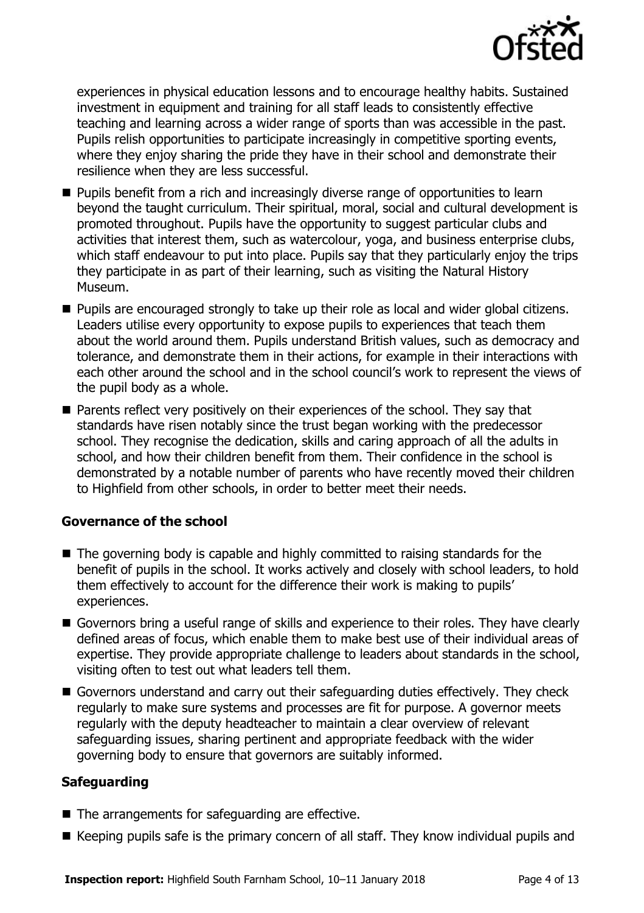experiences in physical education lessons and to encourage healthy habits. Sustained investment in equipment and training for all staff leads to consistently effective teaching and learning across a wider range of sports than was accessible in the past. Pupils relish opportunities to participate increasingly in competitive sporting events, where they enjoy sharing the pride they have in their school and demonstrate their resilience when they are less successful.

- Pupils benefit from a rich and increasingly diverse range of opportunities to learn beyond the taught curriculum. Their spiritual, moral, social and cultural development is promoted throughout. Pupils have the opportunity to suggest particular clubs and activities that interest them, such as watercolour, yoga, and business enterprise clubs, which staff endeavour to put into place. Pupils say that they particularly enjoy the trips they participate in as part of their learning, such as visiting the Natural History Museum.
- Pupils are encouraged strongly to take up their role as local and wider global citizens. Leaders utilise every opportunity to expose pupils to experiences that teach them about the world around them. Pupils understand British values, such as democracy and tolerance, and demonstrate them in their actions, for example in their interactions with each other around the school and in the school council's work to represent the views of the pupil body as a whole.
- Parents reflect very positively on their experiences of the school. They say that standards have risen notably since the trust began working with the predecessor school. They recognise the dedication, skills and caring approach of all the adults in school, and how their children benefit from them. Their confidence in the school is demonstrated by a notable number of parents who have recently moved their children to Highfield from other schools, in order to better meet their needs.

### Governance of the school

- The governing body is capable and highly committed to raising standards for the benefit of pupils in the school. It works actively and closely with school leaders, to hold them effectively to account for the difference their work is making to pupils' experiences.
- Governors bring a useful range of skills and experience to their roles. They have clearly defined areas of focus, which enable them to make best use of their individual areas of expertise. They provide appropriate challenge to leaders about standards in the school, visiting often to test out what leaders tell them.
- Governors understand and carry out their safeguarding duties effectively. They check regularly to make sure systems and processes are fit for purpose. A governor meets regularly with the deputy headteacher to maintain a clear overview of relevant safeguarding issues, sharing pertinent and appropriate feedback with the wider governing body to ensure that governors are suitably informed.

### Safeguarding

- The arrangements for safeguarding are effective.
- Keeping pupils safe is the primary concern of all staff. They know individual pupils and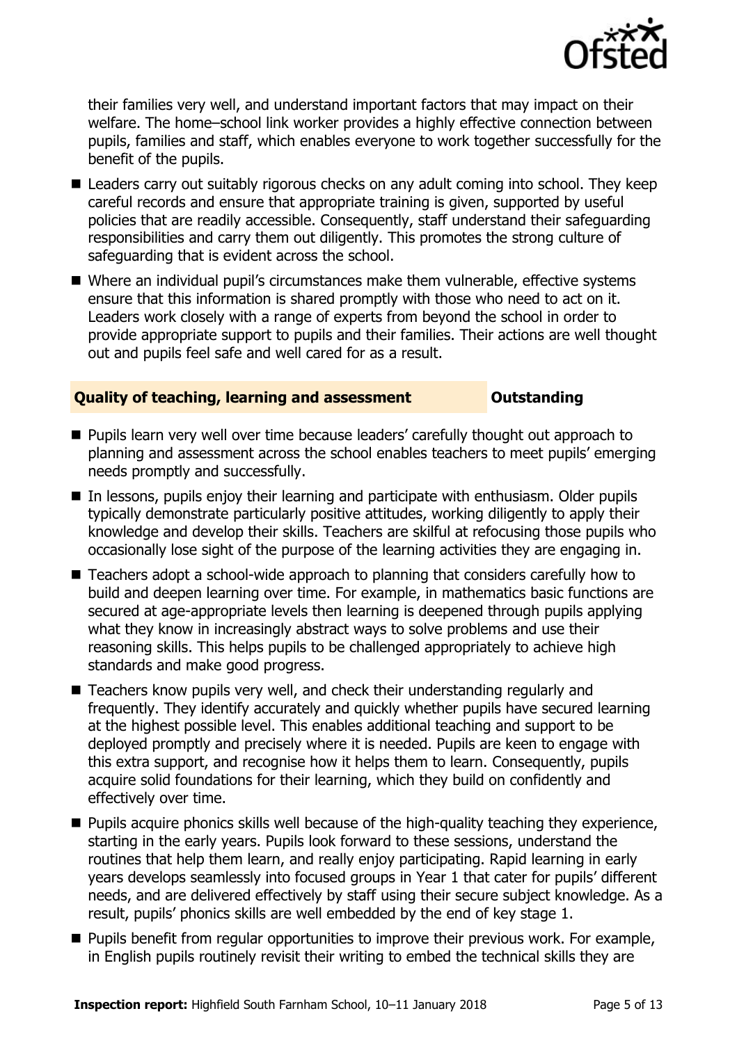their families very well, and understand important factors that may impact on their welfare. The home–school link worker provides a highly effective connection between pupils, families and staff, which enables everyone to work together successfully for the benefit of the pupils.

- Leaders carry out suitably rigorous checks on any adult coming into school. They keep careful records and ensure that appropriate training is given, supported by useful policies that are readily accessible. Consequently, staff understand their safeguarding responsibilities and carry them out diligently. This promotes the strong culture of safeguarding that is evident across the school.
- Where an individual pupil's circumstances make them vulnerable, effective systems ensure that this information is shared promptly with those who need to act on it. Leaders work closely with a range of experts from beyond the school in order to provide appropriate support to pupils and their families. Their actions are well thought out and pupils feel safe and well cared for as a result.

### Quality of teaching, learning and assessment — Outstanding

- Pupils learn very well over time because leaders' carefully thought out approach to planning and assessment across the school enables teachers to meet pupils' emerging needs promptly and successfully.
- In lessons, pupils enjoy their learning and participate with enthusiasm. Older pupils typically demonstrate particularly positive attitudes, working diligently to apply their knowledge and develop their skills. Teachers are skilful at refocusing those pupils who occasionally lose sight of the purpose of the learning activities they are engaging in.
- Teachers adopt a school-wide approach to planning that considers carefully how to build and deepen learning over time. For example, in mathematics basic functions are secured at age-appropriate levels then learning is deepened through pupils applying what they know in increasingly abstract ways to solve problems and use their reasoning skills. This helps pupils to be challenged appropriately to achieve high standards and make good progress.
- Teachers know pupils very well, and check their understanding regularly and frequently. They identify accurately and quickly whether pupils have secured learning at the highest possible level. This enables additional teaching and support to be deployed promptly and precisely where it is needed. Pupils are keen to engage with this extra support, and recognise how it helps them to learn. Consequently, pupils acquire solid foundations for their learning, which they build on confidently and effectively over time.
- Pupils acquire phonics skills well because of the high-quality teaching they experience, starting in the early years. Pupils look forward to these sessions, understand the routines that help them learn, and really enjoy participating. Rapid learning in early years develops seamlessly into focused groups in Year 1 that cater for pupils' different needs, and are delivered effectively by staff using their secure subject knowledge. As a result, pupils' phonics skills are well embedded by the end of key stage 1.
- Pupils benefit from regular opportunities to improve their previous work. For example, in English pupils routinely revisit their writing to embed the technical skills they are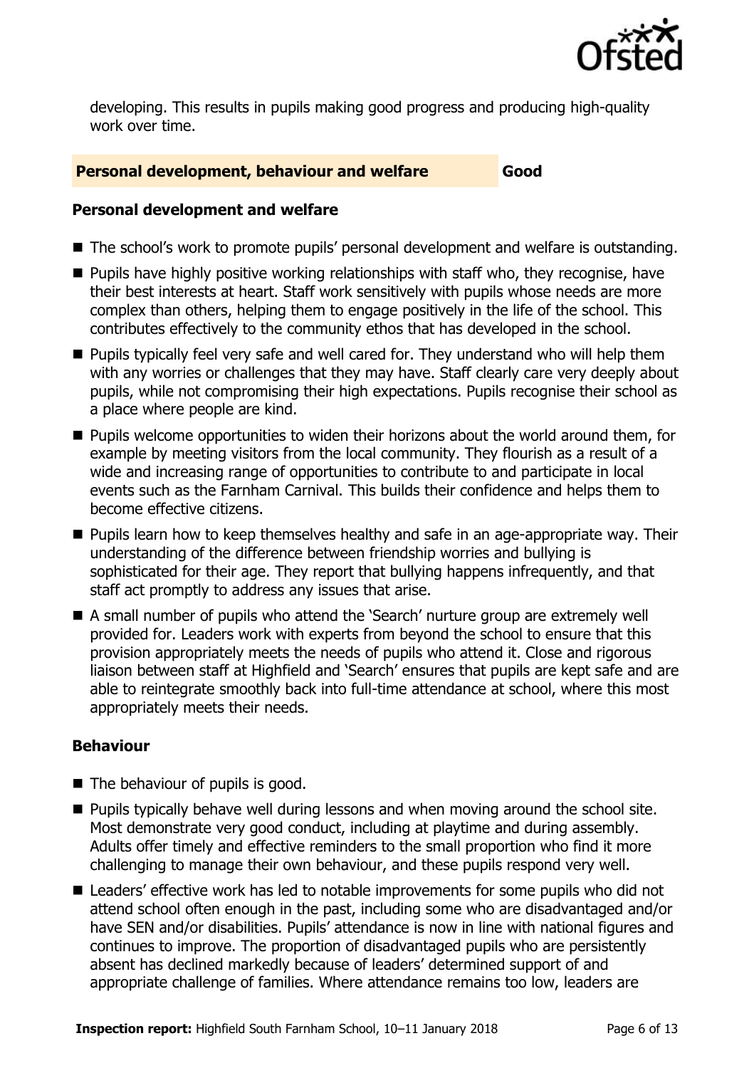developing. This results in pupils making good progress and producing high-quality work over time.

## Personal development, behaviour and welfare — Good

### Personal development and welfare

- The school's work to promote pupils' personal development and welfare is outstanding.
- Pupils have highly positive working relationships with staff who, they recognise, have their best interests at heart. Staff work sensitively with pupils whose needs are more complex than others, helping them to engage positively in the life of the school. This contributes effectively to the community ethos that has developed in the school.
- Pupils typically feel very safe and well cared for. They understand who will help them with any worries or challenges that they may have. Staff clearly care very deeply about pupils, while not compromising their high expectations. Pupils recognise their school as a place where people are kind.
- Pupils welcome opportunities to widen their horizons about the world around them, for example by meeting visitors from the local community. They flourish as a result of a wide and increasing range of opportunities to contribute to and participate in local events such as the Farnham Carnival. This builds their confidence and helps them to become effective citizens.
- Pupils learn how to keep themselves healthy and safe in an age-appropriate way. Their understanding of the difference between friendship worries and bullying is sophisticated for their age. They report that bullying happens infrequently, and that staff act promptly to address any issues that arise.
- A small number of pupils who attend the 'Search' nurture group are extremely well provided for. Leaders work with experts from beyond the school to ensure that this provision appropriately meets the needs of pupils who attend it. Close and rigorous liaison between staff at Highfield and 'Search' ensures that pupils are kept safe and are able to reintegrate smoothly back into full-time attendance at school, where this most appropriately meets their needs.

### Behaviour

- The behaviour of pupils is good.
- Pupils typically behave well during lessons and when moving around the school site. Most demonstrate very good conduct, including at playtime and during assembly. Adults offer timely and effective reminders to the small proportion who find it more challenging to manage their own behaviour, and these pupils respond very well.
- Leaders' effective work has led to notable improvements for some pupils who did not attend school often enough in the past, including some who are disadvantaged and/or have SEN and/or disabilities. Pupils' attendance is now in line with national figures and continues to improve. The proportion of disadvantaged pupils who are persistently absent has declined markedly because of leaders' determined support of and appropriate challenge of families. Where attendance remains too low, leaders are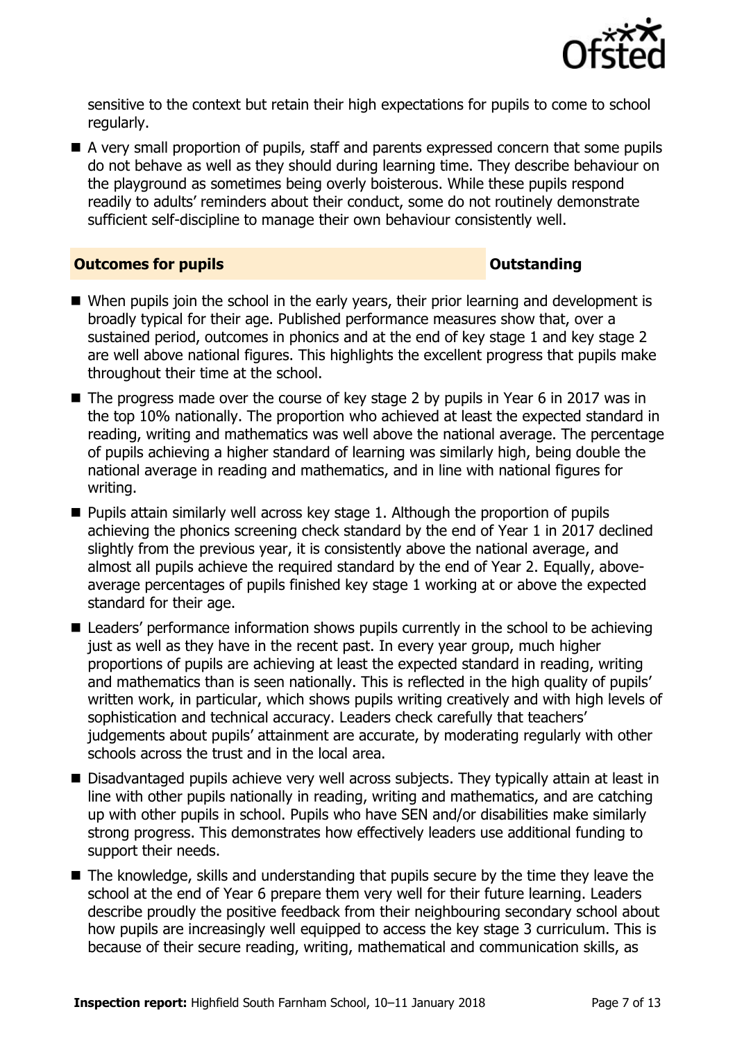sensitive to the context but retain their high expectations for pupils to come to school regularly.

- A very small proportion of pupils, staff and parents expressed concern that some pupils do not behave as well as they should during learning time. They describe behaviour on the playground as sometimes being overly boisterous. While these pupils respond readily to adults' reminders about their conduct, some do not routinely demonstrate sufficient self-discipline to manage their own behaviour consistently well.

## Outcomes for pupils — Outstanding

- When pupils join the school in the early years, their prior learning and development is broadly typical for their age. Published performance measures show that, over a sustained period, outcomes in phonics and at the end of key stage 1 and key stage 2 are well above national figures. This highlights the excellent progress that pupils make throughout their time at the school.
- The progress made over the course of key stage 2 by pupils in Year 6 in 2017 was in the top 10% nationally. The proportion who achieved at least the expected standard in reading, writing and mathematics was well above the national average. The percentage of pupils achieving a higher standard of learning was similarly high, being double the national average in reading and mathematics, and in line with national figures for writing.
- Pupils attain similarly well across key stage 1. Although the proportion of pupils achieving the phonics screening check standard by the end of Year 1 in 2017 declined slightly from the previous year, it is consistently above the national average, and almost all pupils achieve the required standard by the end of Year 2. Equally, above-average percentages of pupils finished key stage 1 working at or above the expected standard for their age.
- Leaders' performance information shows pupils currently in the school to be achieving just as well as they have in the recent past. In every year group, much higher proportions of pupils are achieving at least the expected standard in reading, writing and mathematics than is seen nationally. This is reflected in the high quality of pupils' written work, in particular, which shows pupils writing creatively and with high levels of sophistication and technical accuracy. Leaders check carefully that teachers' judgements about pupils' attainment are accurate, by moderating regularly with other schools across the trust and in the local area.
- Disadvantaged pupils achieve very well across subjects. They typically attain at least in line with other pupils nationally in reading, writing and mathematics, and are catching up with other pupils in school. Pupils who have SEN and/or disabilities make similarly strong progress. This demonstrates how effectively leaders use additional funding to support their needs.
- The knowledge, skills and understanding that pupils secure by the time they leave the school at the end of Year 6 prepare them very well for their future learning. Leaders describe proudly the positive feedback from their neighbouring secondary school about how pupils are increasingly well equipped to access the key stage 3 curriculum. This is because of their secure reading, writing, mathematical and communication skills, as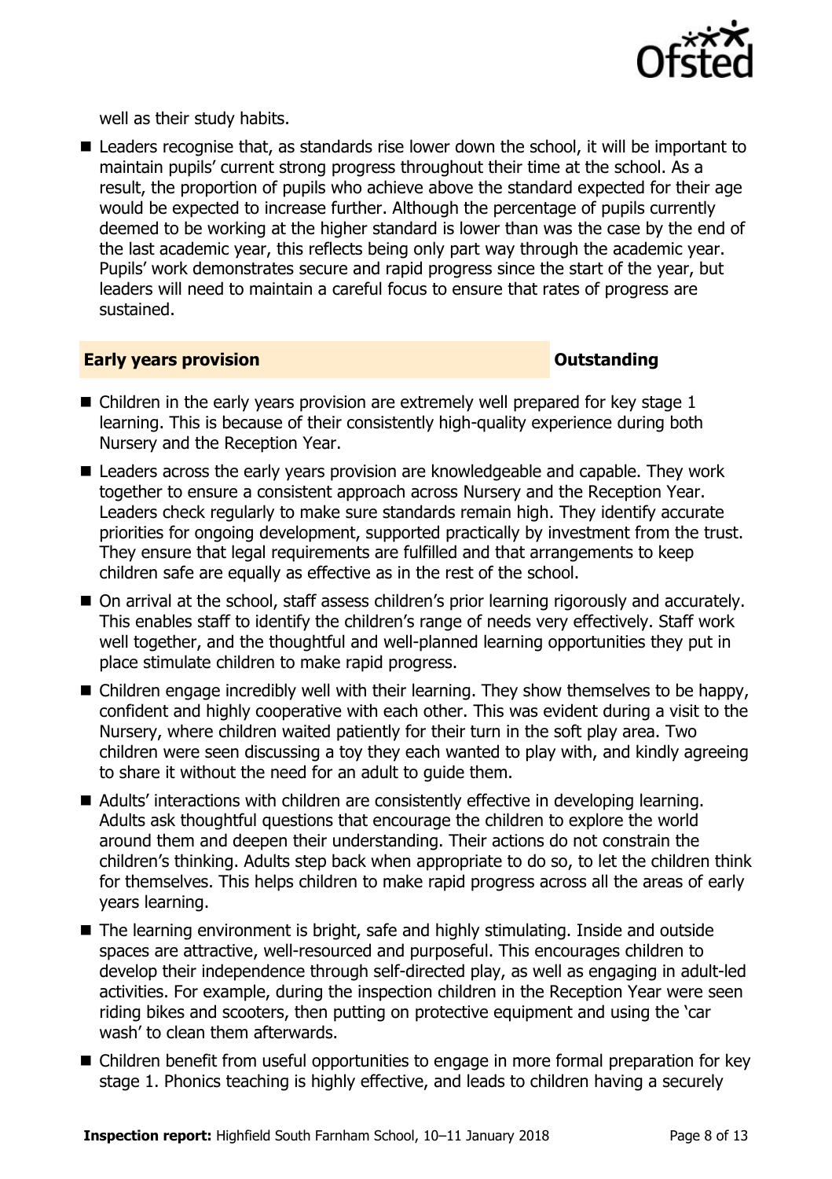well as their study habits.

- Leaders recognise that, as standards rise lower down the school, it will be important to maintain pupils' current strong progress throughout their time at the school. As a result, the proportion of pupils who achieve above the standard expected for their age would be expected to increase further. Although the percentage of pupils currently deemed to be working at the higher standard is lower than was the case by the end of the last academic year, this reflects being only part way through the academic year. Pupils' work demonstrates secure and rapid progress since the start of the year, but leaders will need to maintain a careful focus to ensure that rates of progress are sustained.

## Early years provision — Outstanding

- Children in the early years provision are extremely well prepared for key stage 1 learning. This is because of their consistently high-quality experience during both Nursery and the Reception Year.
- Leaders across the early years provision are knowledgeable and capable. They work together to ensure a consistent approach across Nursery and the Reception Year. Leaders check regularly to make sure standards remain high. They identify accurate priorities for ongoing development, supported practically by investment from the trust. They ensure that legal requirements are fulfilled and that arrangements to keep children safe are equally as effective as in the rest of the school.
- On arrival at the school, staff assess children's prior learning rigorously and accurately. This enables staff to identify the children's range of needs very effectively. Staff work well together, and the thoughtful and well-planned learning opportunities they put in place stimulate children to make rapid progress.
- Children engage incredibly well with their learning. They show themselves to be happy, confident and highly cooperative with each other. This was evident during a visit to the Nursery, where children waited patiently for their turn in the soft play area. Two children were seen discussing a toy they each wanted to play with, and kindly agreeing to share it without the need for an adult to guide them.
- Adults' interactions with children are consistently effective in developing learning. Adults ask thoughtful questions that encourage the children to explore the world around them and deepen their understanding. Their actions do not constrain the children's thinking. Adults step back when appropriate to do so, to let the children think for themselves. This helps children to make rapid progress across all the areas of early years learning.
- The learning environment is bright, safe and highly stimulating. Inside and outside spaces are attractive, well-resourced and purposeful. This encourages children to develop their independence through self-directed play, as well as engaging in adult-led activities. For example, during the inspection children in the Reception Year were seen riding bikes and scooters, then putting on protective equipment and using the 'car wash' to clean them afterwards.
- Children benefit from useful opportunities to engage in more formal preparation for key stage 1. Phonics teaching is highly effective, and leads to children having a securely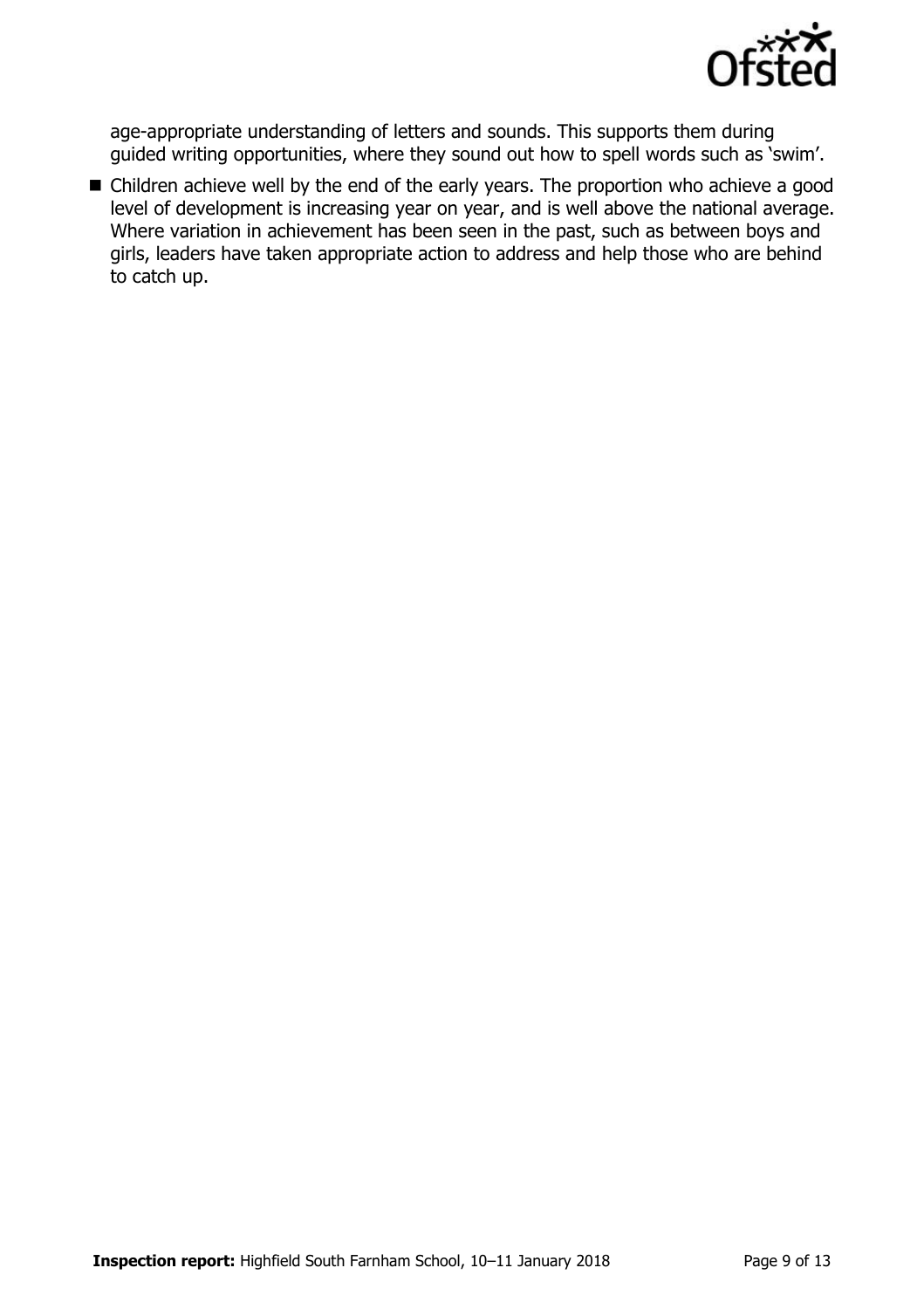age-appropriate understanding of letters and sounds. This supports them during guided writing opportunities, where they sound out how to spell words such as 'swim'.

- Children achieve well by the end of the early years. The proportion who achieve a good level of development is increasing year on year, and is well above the national average. Where variation in achievement has been seen in the past, such as between boys and girls, leaders have taken appropriate action to address and help those who are behind to catch up.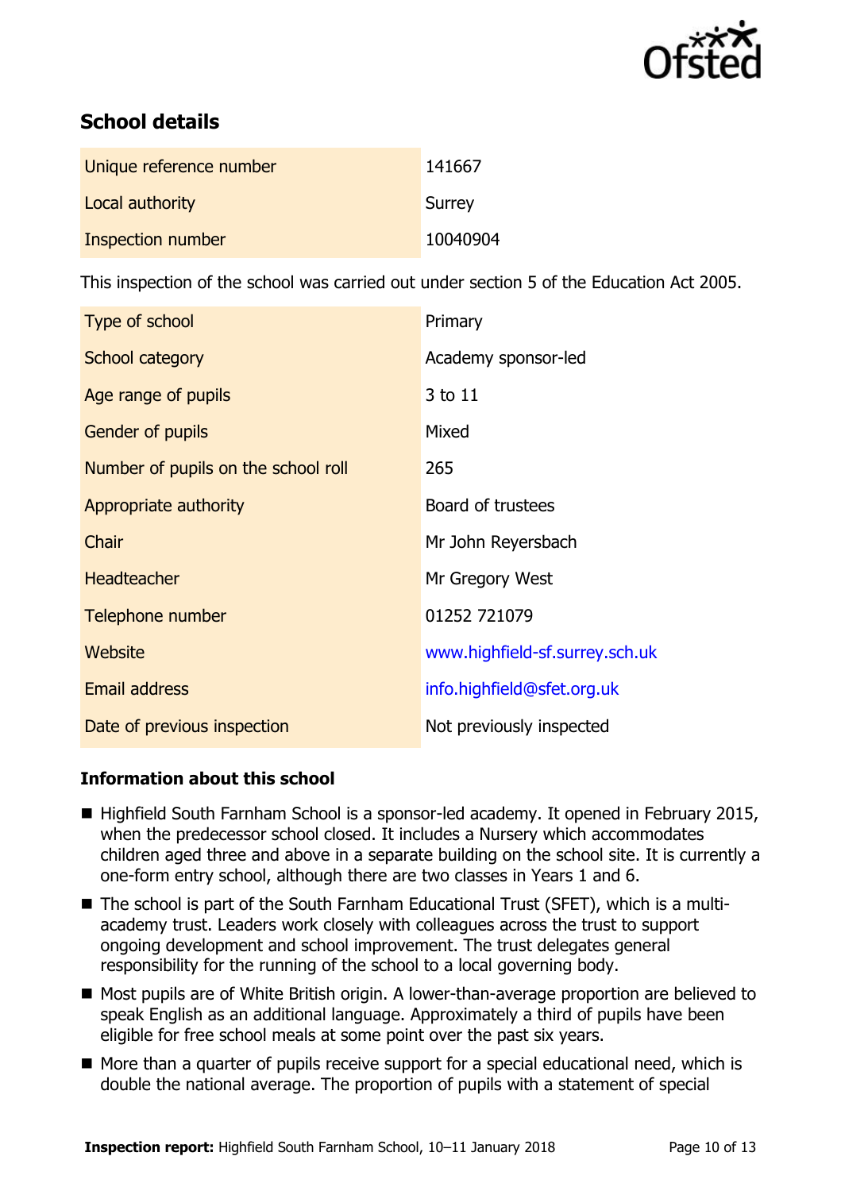## School details

| | |
|---|---|
| Unique reference number | 141667 |
| Local authority | Surrey |
| Inspection number | 10040904 |

This inspection of the school was carried out under section 5 of the Education Act 2005.

| | |
|---|---|
| Type of school | Primary |
| School category | Academy sponsor-led |
| Age range of pupils | 3 to 11 |
| Gender of pupils | Mixed |
| Number of pupils on the school roll | 265 |
| Appropriate authority | Board of trustees |
| Chair | Mr John Reyersbach |
| Headteacher | Mr Gregory West |
| Telephone number | 01252 721079 |
| Website | www.highfield-sf.surrey.sch.uk |
| Email address | info.highfield@sfet.org.uk |
| Date of previous inspection | Not previously inspected |

### Information about this school

- Highfield South Farnham School is a sponsor-led academy. It opened in February 2015, when the predecessor school closed. It includes a Nursery which accommodates children aged three and above in a separate building on the school site. It is currently a one-form entry school, although there are two classes in Years 1 and 6.
- The school is part of the South Farnham Educational Trust (SFET), which is a multi-academy trust. Leaders work closely with colleagues across the trust to support ongoing development and school improvement. The trust delegates general responsibility for the running of the school to a local governing body.
- Most pupils are of White British origin. A lower-than-average proportion are believed to speak English as an additional language. Approximately a third of pupils have been eligible for free school meals at some point over the past six years.
- More than a quarter of pupils receive support for a special educational need, which is double the national average. The proportion of pupils with a statement of special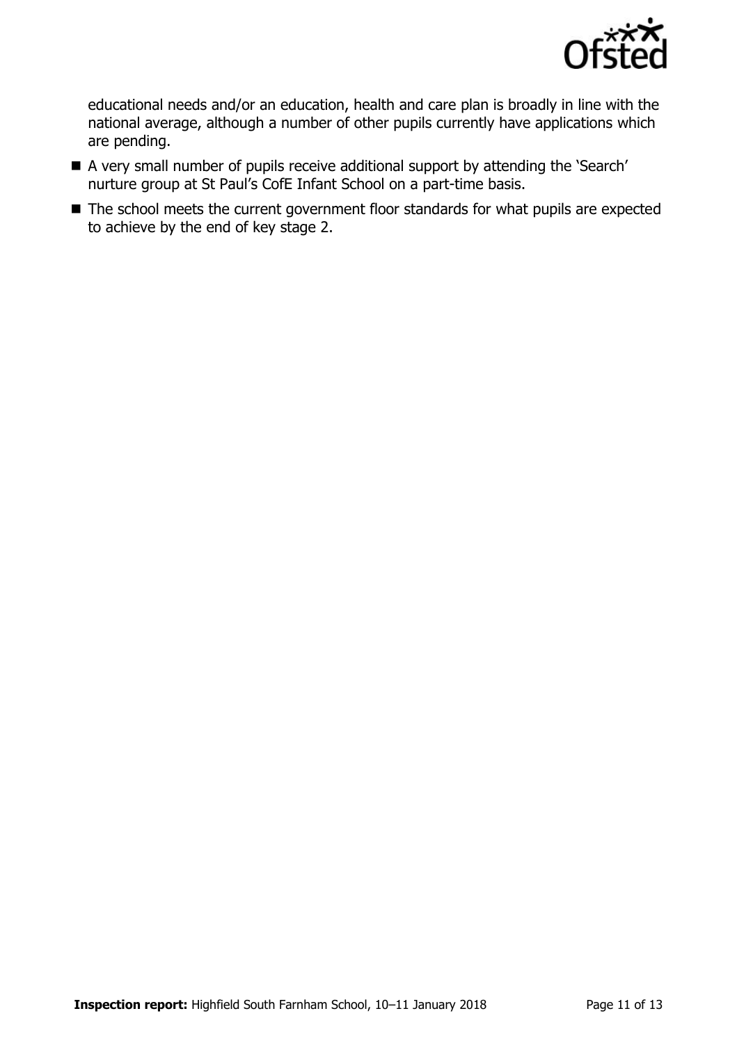educational needs and/or an education, health and care plan is broadly in line with the national average, although a number of other pupils currently have applications which are pending.

- A very small number of pupils receive additional support by attending the 'Search' nurture group at St Paul's CofE Infant School on a part-time basis.
- The school meets the current government floor standards for what pupils are expected to achieve by the end of key stage 2.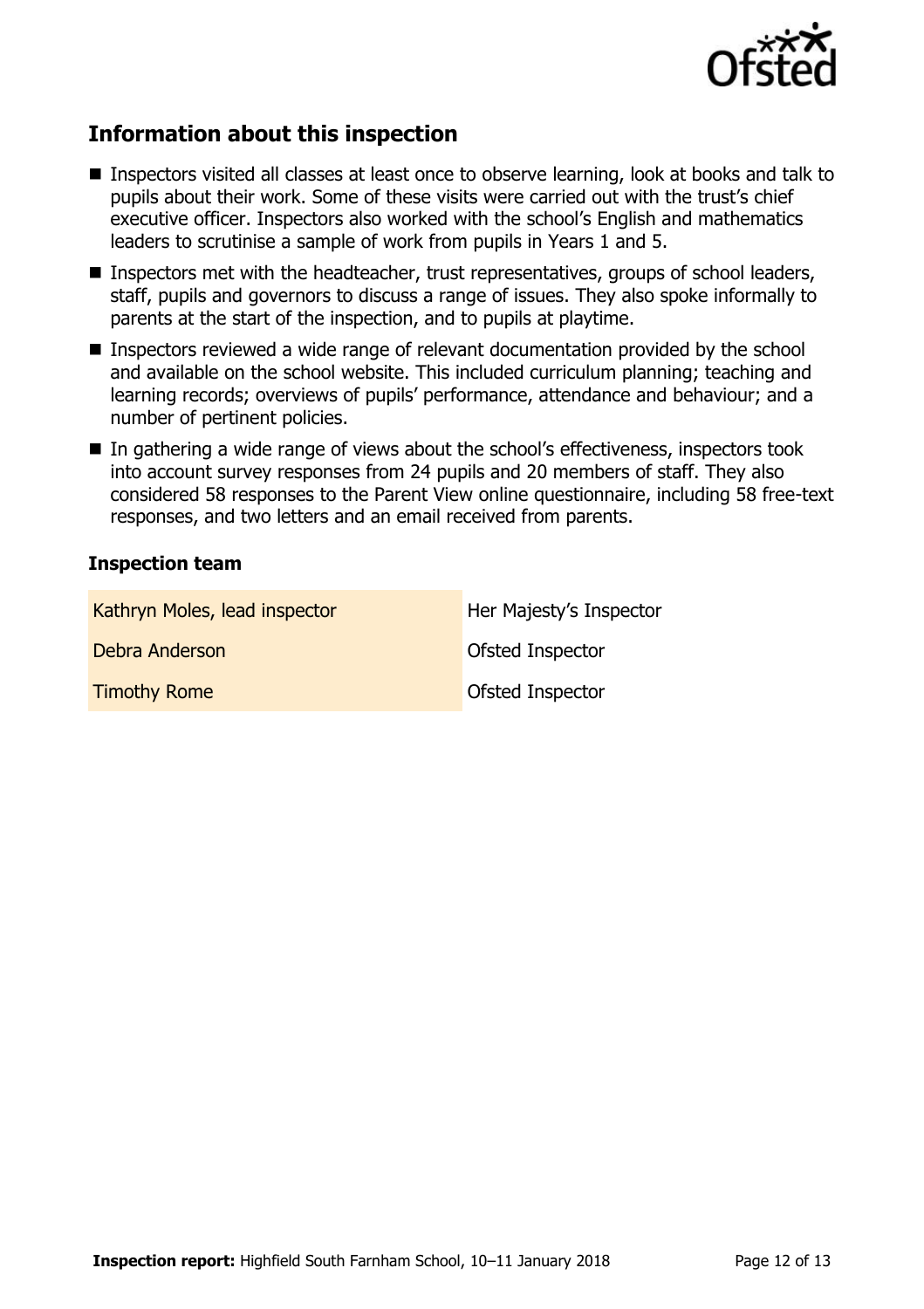## Information about this inspection

- Inspectors visited all classes at least once to observe learning, look at books and talk to pupils about their work. Some of these visits were carried out with the trust's chief executive officer. Inspectors also worked with the school's English and mathematics leaders to scrutinise a sample of work from pupils in Years 1 and 5.
- Inspectors met with the headteacher, trust representatives, groups of school leaders, staff, pupils and governors to discuss a range of issues. They also spoke informally to parents at the start of the inspection, and to pupils at playtime.
- Inspectors reviewed a wide range of relevant documentation provided by the school and available on the school website. This included curriculum planning; teaching and learning records; overviews of pupils' performance, attendance and behaviour; and a number of pertinent policies.
- In gathering a wide range of views about the school's effectiveness, inspectors took into account survey responses from 24 pupils and 20 members of staff. They also considered 58 responses to the Parent View online questionnaire, including 58 free-text responses, and two letters and an email received from parents.

### Inspection team

| | |
|---|---|
| Kathryn Moles, lead inspector | Her Majesty's Inspector |
| Debra Anderson | Ofsted Inspector |
| Timothy Rome | Ofsted Inspector |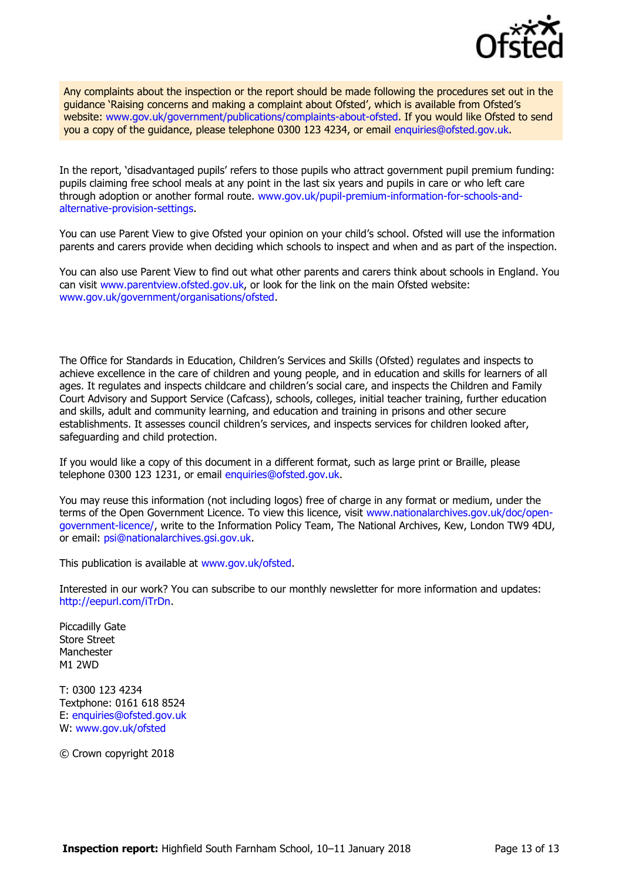Any complaints about the inspection or the report should be made following the procedures set out in the guidance 'Raising concerns and making a complaint about Ofsted', which is available from Ofsted's website: www.gov.uk/government/publications/complaints-about-ofsted. If you would like Ofsted to send you a copy of the guidance, please telephone 0300 123 4234, or email enquiries@ofsted.gov.uk.

In the report, 'disadvantaged pupils' refers to those pupils who attract government pupil premium funding: pupils claiming free school meals at any point in the last six years and pupils in care or who left care through adoption or another formal route. www.gov.uk/pupil-premium-information-for-schools-and-alternative-provision-settings.

You can use Parent View to give Ofsted your opinion on your child's school. Ofsted will use the information parents and carers provide when deciding which schools to inspect and when and as part of the inspection.

You can also use Parent View to find out what other parents and carers think about schools in England. You can visit www.parentview.ofsted.gov.uk, or look for the link on the main Ofsted website: www.gov.uk/government/organisations/ofsted.

The Office for Standards in Education, Children's Services and Skills (Ofsted) regulates and inspects to achieve excellence in the care of children and young people, and in education and skills for learners of all ages. It regulates and inspects childcare and children's social care, and inspects the Children and Family Court Advisory and Support Service (Cafcass), schools, colleges, initial teacher training, further education and skills, adult and community learning, and education and training in prisons and other secure establishments. It assesses council children's services, and inspects services for children looked after, safeguarding and child protection.

If you would like a copy of this document in a different format, such as large print or Braille, please telephone 0300 123 1231, or email enquiries@ofsted.gov.uk.

You may reuse this information (not including logos) free of charge in any format or medium, under the terms of the Open Government Licence. To view this licence, visit www.nationalarchives.gov.uk/doc/open-government-licence/, write to the Information Policy Team, The National Archives, Kew, London TW9 4DU, or email: psi@nationalarchives.gsi.gov.uk.

This publication is available at www.gov.uk/ofsted.

Interested in our work? You can subscribe to our monthly newsletter for more information and updates: http://eepurl.com/iTrDn.

Piccadilly Gate
Store Street
Manchester
M1 2WD

T: 0300 123 4234
Textphone: 0161 618 8524
E: enquiries@ofsted.gov.uk
W: www.gov.uk/ofsted

© Crown copyright 2018